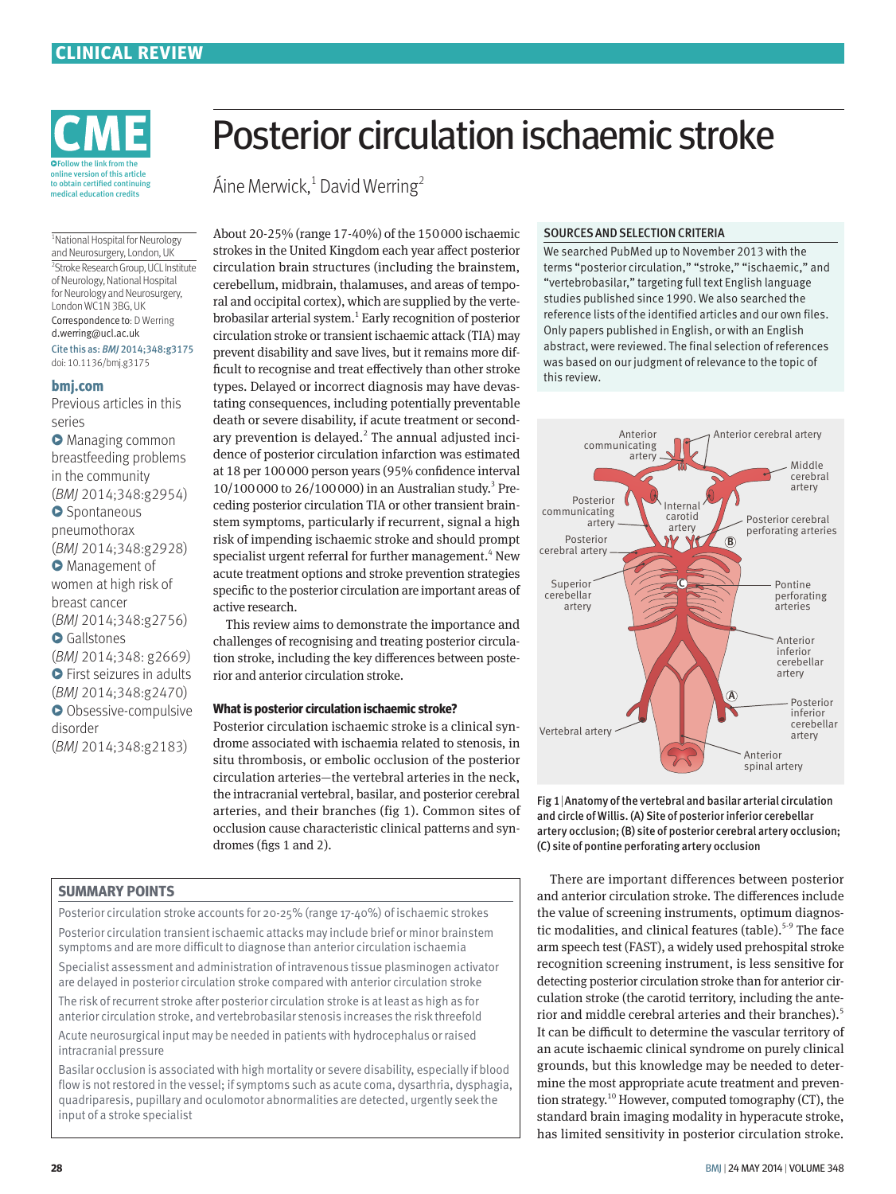CLINICAL REVIEW

CME

Follow the link from the online version of this article to obtain certified continuing medical education credits

# Posterior circulation ischaemic stroke

Áine Merwick,[1] David Werring[2]

[1]National Hospital for Neurology and Neurosurgery, London, UK

[2]Stroke Research Group, UCL Institute of Neurology, National Hospital for Neurology and Neurosurgery, London WC1N 3BG, UK

Correspondence to: D Werring d.werring@ucl.ac.uk

Cite this as: *BMJ* 2014;348:g3175

doi: 10.1136/bmj.g3175

**bmj.com**

Previous articles in this series

- Managing common breastfeeding problems in the community (*BMJ* 2014;348:g2954)
- Spontaneous pneumothorax (*BMJ* 2014;348:g2928)
- Management of women at high risk of breast cancer (*BMJ* 2014;348:g2756)
- Gallstones (*BMJ* 2014;348: g2669)
- First seizures in adults (*BMJ* 2014;348:g2470)
- Obsessive-compulsive disorder (*BMJ* 2014;348:g2183)

About 20-25% (range 17-40%) of the 150 000 ischaemic strokes in the United Kingdom each year affect posterior circulation brain structures (including the brainstem, cerebellum, midbrain, thalamuses, and areas of temporal and occipital cortex), which are supplied by the vertebrobasilar arterial system.[1] Early recognition of posterior circulation stroke or transient ischaemic attack (TIA) may prevent disability and save lives, but it remains more difficult to recognise and treat effectively than other stroke types. Delayed or incorrect diagnosis may have devastating consequences, including potentially preventable death or severe disability, if acute treatment or secondary prevention is delayed.[2] The annual adjusted incidence of posterior circulation infarction was estimated at 18 per 100 000 person years (95% confidence interval 10/100 000 to 26/100 000) in an Australian study.[3] Preceding posterior circulation TIA or other transient brainstem symptoms, particularly if recurrent, signal a high risk of impending ischaemic stroke and should prompt specialist urgent referral for further management.[4] New acute treatment options and stroke prevention strategies specific to the posterior circulation are important areas of active research.

This review aims to demonstrate the importance and challenges of recognising and treating posterior circulation stroke, including the key differences between posterior and anterior circulation stroke.

### What is posterior circulation ischaemic stroke?

Posterior circulation ischaemic stroke is a clinical syndrome associated with ischaemia related to stenosis, in situ thrombosis, or embolic occlusion of the posterior circulation arteries—the vertebral arteries in the neck, the intracranial vertebral, basilar, and posterior cerebral arteries, and their branches (fig 1). Common sites of occlusion cause characteristic clinical patterns and syndromes (figs 1 and 2).

### SOURCES AND SELECTION CRITERIA

We searched PubMed up to November 2013 with the terms "posterior circulation," "stroke," "ischaemic," and "vertebrobasilar," targeting full text English language studies published since 1990. We also searched the reference lists of the identified articles and our own files. Only papers published in English, or with an English abstract, were reviewed. The final selection of references was based on our judgment of relevance to the topic of this review.

Fig 1 | Anatomy of the vertebral and basilar arterial circulation and circle of Willis. (A) Site of posterior inferior cerebellar artery occlusion; (B) site of posterior cerebral artery occlusion; (C) site of pontine perforating artery occlusion

There are important differences between posterior and anterior circulation stroke. The differences include the value of screening instruments, optimum diagnostic modalities, and clinical features (table).[5-9] The face arm speech test (FAST), a widely used prehospital stroke recognition screening instrument, is less sensitive for detecting posterior circulation stroke than for anterior circulation stroke (the carotid territory, including the anterior and middle cerebral arteries and their branches).[5] It can be difficult to determine the vascular territory of an acute ischaemic clinical syndrome on purely clinical grounds, but this knowledge may be needed to determine the most appropriate acute treatment and prevention strategy.[10] However, computed tomography (CT), the standard brain imaging modality in hyperacute stroke, has limited sensitivity in posterior circulation stroke.

### SUMMARY POINTS

- Posterior circulation stroke accounts for 20-25% (range 17-40%) of ischaemic strokes
- Posterior circulation transient ischaemic attacks may include brief or minor brainstem symptoms and are more difficult to diagnose than anterior circulation ischaemia
- Specialist assessment and administration of intravenous tissue plasminogen activator are delayed in posterior circulation stroke compared with anterior circulation stroke
- The risk of recurrent stroke after posterior circulation stroke is at least as high as for anterior circulation stroke, and vertebrobasilar stenosis increases the risk threefold
- Acute neurosurgical input may be needed in patients with hydrocephalus or raised intracranial pressure
- Basilar occlusion is associated with high mortality or severe disability, especially if blood flow is not restored in the vessel; if symptoms such as acute coma, dysarthria, dysphagia, quadriparesis, pupillary and oculomotor abnormalities are detected, urgently seek the input of a stroke specialist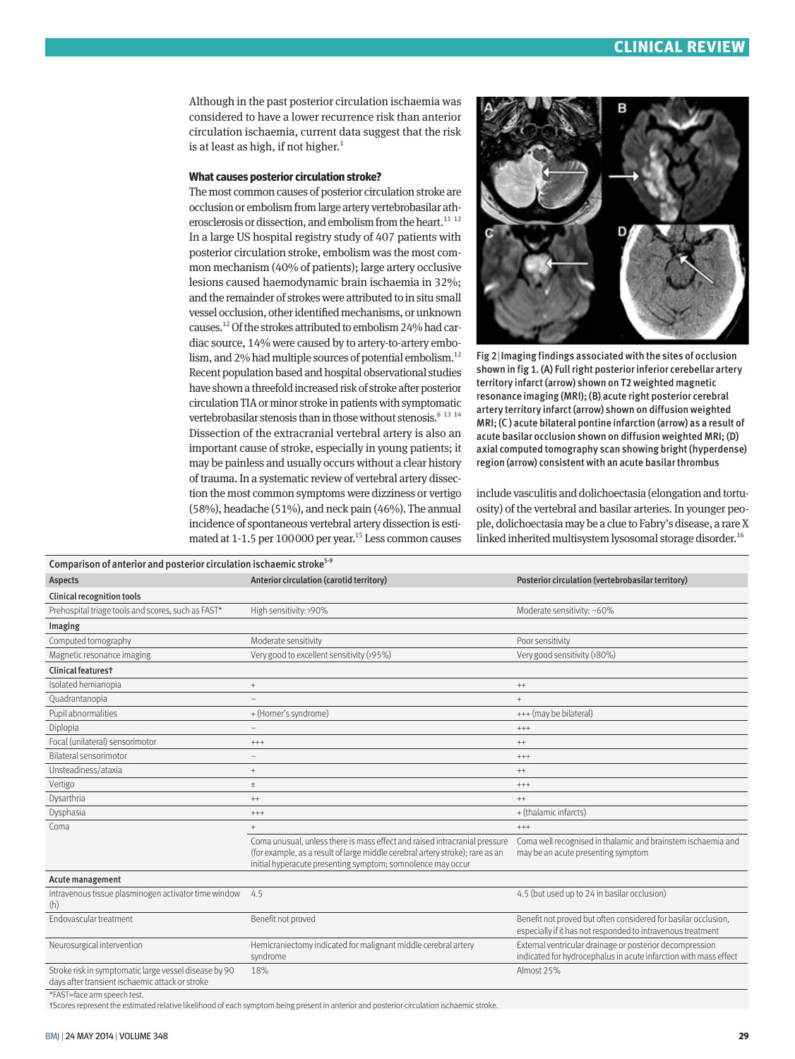Although in the past posterior circulation ischaemia was considered to have a lower recurrence risk than anterior circulation ischaemia, current data suggest that the risk is at least as high, if not higher.[1]

### What causes posterior circulation stroke?

The most common causes of posterior circulation stroke are occlusion or embolism from large artery vertebrobasilar atherosclerosis or dissection, and embolism from the heart.[11 12] In a large US hospital registry study of 407 patients with posterior circulation stroke, embolism was the most common mechanism (40% of patients); large artery occlusive lesions caused haemodynamic brain ischaemia in 32%; and the remainder of strokes were attributed to in situ small vessel occlusion, other identified mechanisms, or unknown causes.[12] Of the strokes attributed to embolism 24% had cardiac source, 14% were caused by to artery-to-artery embolism, and 2% had multiple sources of potential embolism.[12] Recent population based and hospital observational studies have shown a threefold increased risk of stroke after posterior circulation TIA or minor stroke in patients with symptomatic vertebrobasilar stenosis than in those without stenosis.[6 13 14] Dissection of the extracranial vertebral artery is also an important cause of stroke, especially in young patients; it may be painless and usually occurs without a clear history of trauma. In a systematic review of vertebral artery dissection the most common symptoms were dizziness or vertigo (58%), headache (51%), and neck pain (46%). The annual incidence of spontaneous vertebral artery dissection is estimated at 1-1.5 per 100 000 per year.[15] Less common causes include vasculitis and dolichoectasia (elongation and tortuosity) of the vertebral and basilar arteries. In younger people, dolichoectasia may be a clue to Fabry's disease, a rare X linked inherited multisystem lysosomal storage disorder.[16]

Fig 2 | Imaging findings associated with the sites of occlusion shown in fig 1. (A) Full right posterior inferior cerebellar artery territory infarct (arrow) shown on T2 weighted magnetic resonance imaging (MRI); (B) acute right posterior cerebral artery territory infarct (arrow) shown on diffusion weighted MRI; (C) acute bilateral pontine infarction (arrow) as a result of acute basilar occlusion shown on diffusion weighted MRI; (D) axial computed tomography scan showing bright (hyperdense) region (arrow) consistent with an acute basilar thrombus

**Comparison of anterior and posterior circulation ischaemic stroke[5-9]**

| Aspects | Anterior circulation (carotid territory) | Posterior circulation (vertebrobasilar territory) |
|---|---|---|
| **Clinical recognition tools** | | |
| Prehospital triage tools and scores, such as FAST* | High sensitivity: >90% | Moderate sensitivity: ~60% |
| **Imaging** | | |
| Computed tomography | Moderate sensitivity | Poor sensitivity |
| Magnetic resonance imaging | Very good to excellent sensitivity (>95%) | Very good sensitivity (>80%) |
| **Clinical features†** | | |
| Isolated hemianopia | + | ++ |
| Quadrantanopia | – | + |
| Pupil abnormalities | + (Horner's syndrome) | +++ (may be bilateral) |
| Diplopia | – | +++ |
| Focal (unilateral) sensorimotor | +++ | ++ |
| Bilateral sensorimotor | – | +++ |
| Unsteadiness/ataxia | + | ++ |
| Vertigo | ± | +++ |
| Dysarthria | ++ | ++ |
| Dysphasia | +++ | + (thalamic infarcts) |
| Coma | + | +++ |
| | Coma unusual, unless there is mass effect and raised intracranial pressure (for example, as a result of large middle cerebral artery stroke); rare as an initial hyperacute presenting symptom; somnolence may occur | Coma well recognised in thalamic and brainstem ischaemia and may be an acute presenting symptom |
| **Acute management** | | |
| Intravenous tissue plasminogen activator time window (h) | 4.5 | 4.5 (but used up to 24 in basilar occlusion) |
| Endovascular treatment | Benefit not proved | Benefit not proved but often considered for basilar occlusion, especially if it has not responded to intravenous treatment |
| Neurosurgical intervention | Hemicraniectomy indicated for malignant middle cerebral artery syndrome | External ventricular drainage or posterior decompression indicated for hydrocephalus in acute infarction with mass effect |
| Stroke risk in symptomatic large vessel disease by 90 days after transient ischaemic attack or stroke | 18% | Almost 25% |

*FAST=face arm speech test.

†Scores represent the estimated relative likelihood of each symptom being present in anterior and posterior circulation ischaemic stroke.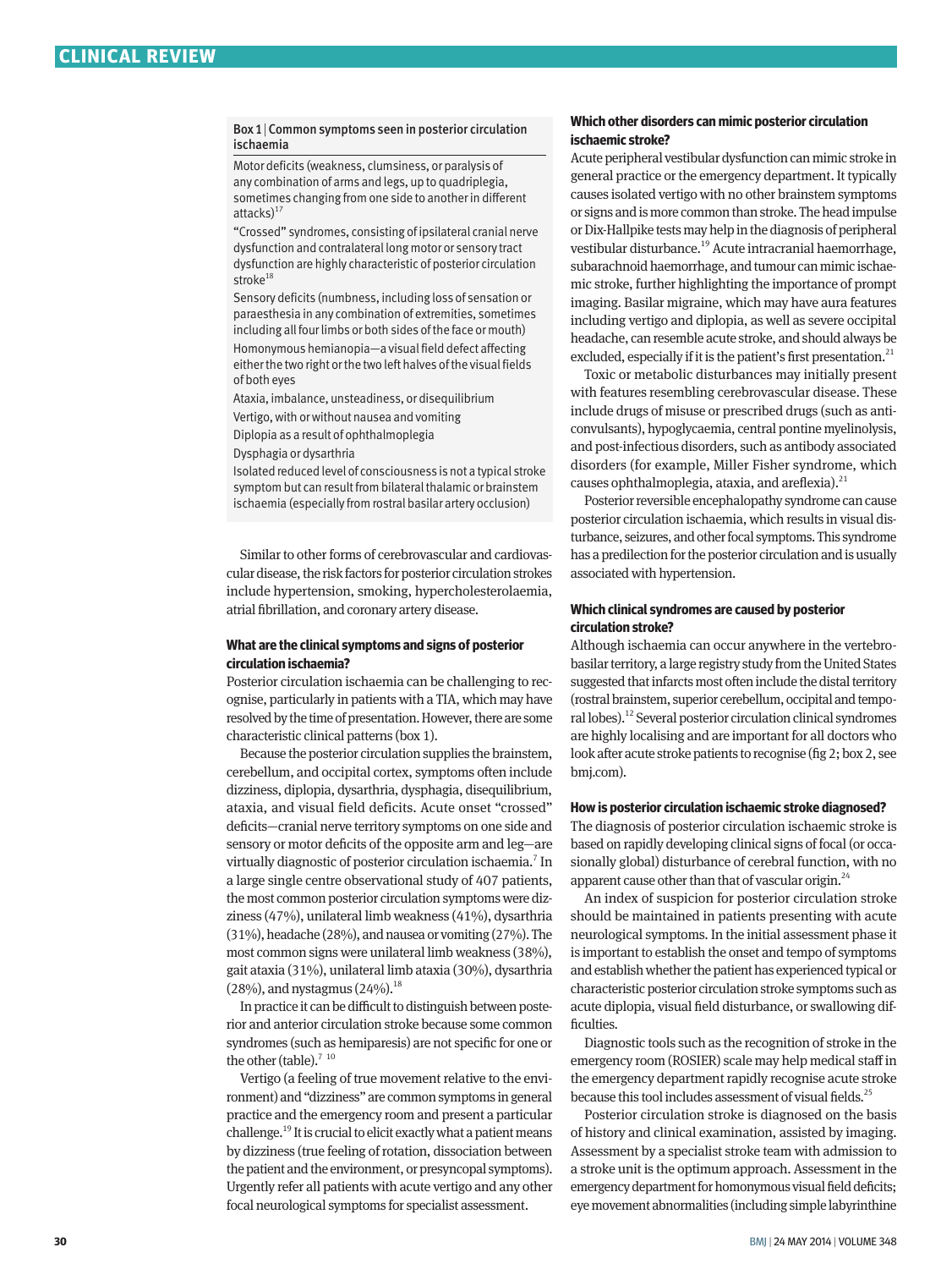**Box 1 | Common symptoms seen in posterior circulation ischaemia**

Motor deficits (weakness, clumsiness, or paralysis of any combination of arms and legs, up to quadriplegia, sometimes changing from one side to another in different attacks)[17]

"Crossed" syndromes, consisting of ipsilateral cranial nerve dysfunction and contralateral long motor or sensory tract dysfunction are highly characteristic of posterior circulation stroke[18]

Sensory deficits (numbness, including loss of sensation or paraesthesia in any combination of extremities, sometimes including all four limbs or both sides of the face or mouth)

Homonymous hemianopia—a visual field defect affecting either the two right or the two left halves of the visual fields of both eyes

Ataxia, imbalance, unsteadiness, or disequilibrium

Vertigo, with or without nausea and vomiting

Diplopia as a result of ophthalmoplegia

Dysphagia or dysarthria

Isolated reduced level of consciousness is not a typical stroke symptom but can result from bilateral thalamic or brainstem ischaemia (especially from rostral basilar artery occlusion)

Similar to other forms of cerebrovascular and cardiovascular disease, the risk factors for posterior circulation strokes include hypertension, smoking, hypercholesterolaemia, atrial fibrillation, and coronary artery disease.

### What are the clinical symptoms and signs of posterior circulation ischaemia?

Posterior circulation ischaemia can be challenging to recognise, particularly in patients with a TIA, which may have resolved by the time of presentation. However, there are some characteristic clinical patterns (box 1).

Because the posterior circulation supplies the brainstem, cerebellum, and occipital cortex, symptoms often include dizziness, diplopia, dysarthria, dysphagia, disequilibrium, ataxia, and visual field deficits. Acute onset "crossed" deficits—cranial nerve territory symptoms on one side and sensory or motor deficits of the opposite arm and leg—are virtually diagnostic of posterior circulation ischaemia.[7] In a large single centre observational study of 407 patients, the most common posterior circulation symptoms were dizziness (47%), unilateral limb weakness (41%), dysarthria (31%), headache (28%), and nausea or vomiting (27%). The most common signs were unilateral limb weakness (38%), gait ataxia (31%), unilateral limb ataxia (30%), dysarthria (28%), and nystagmus (24%).[18]

In practice it can be difficult to distinguish between posterior and anterior circulation stroke because some common syndromes (such as hemiparesis) are not specific for one or the other (table).[7 10]

Vertigo (a feeling of true movement relative to the environment) and "dizziness" are common symptoms in general practice and the emergency room and present a particular challenge.[19] It is crucial to elicit exactly what a patient means by dizziness (true feeling of rotation, dissociation between the patient and the environment, or presyncopal symptoms). Urgently refer all patients with acute vertigo and any other focal neurological symptoms for specialist assessment.

### Which other disorders can mimic posterior circulation ischaemic stroke?

Acute peripheral vestibular dysfunction can mimic stroke in general practice or the emergency department. It typically causes isolated vertigo with no other brainstem symptoms or signs and is more common than stroke. The head impulse or Dix-Hallpike tests may help in the diagnosis of peripheral vestibular disturbance.[19] Acute intracranial haemorrhage, subarachnoid haemorrhage, and tumour can mimic ischaemic stroke, further highlighting the importance of prompt imaging. Basilar migraine, which may have aura features including vertigo and diplopia, as well as severe occipital headache, can resemble acute stroke, and should always be excluded, especially if it is the patient's first presentation.[21]

Toxic or metabolic disturbances may initially present with features resembling cerebrovascular disease. These include drugs of misuse or prescribed drugs (such as anticonvulsants), hypoglycaemia, central pontine myelinolysis, and post-infectious disorders, such as antibody associated disorders (for example, Miller Fisher syndrome, which causes ophthalmoplegia, ataxia, and areflexia).[21]

Posterior reversible encephalopathy syndrome can cause posterior circulation ischaemia, which results in visual disturbance, seizures, and other focal symptoms. This syndrome has a predilection for the posterior circulation and is usually associated with hypertension.

### Which clinical syndromes are caused by posterior circulation stroke?

Although ischaemia can occur anywhere in the vertebrobasilar territory, a large registry study from the United States suggested that infarcts most often include the distal territory (rostral brainstem, superior cerebellum, occipital and temporal lobes).[12] Several posterior circulation clinical syndromes are highly localising and are important for all doctors who look after acute stroke patients to recognise (fig 2; box 2, see bmj.com).

### How is posterior circulation ischaemic stroke diagnosed?

The diagnosis of posterior circulation ischaemic stroke is based on rapidly developing clinical signs of focal (or occasionally global) disturbance of cerebral function, with no apparent cause other than that of vascular origin.[24]

An index of suspicion for posterior circulation stroke should be maintained in patients presenting with acute neurological symptoms. In the initial assessment phase it is important to establish the onset and tempo of symptoms and establish whether the patient has experienced typical or characteristic posterior circulation stroke symptoms such as acute diplopia, visual field disturbance, or swallowing difficulties.

Diagnostic tools such as the recognition of stroke in the emergency room (ROSIER) scale may help medical staff in the emergency department rapidly recognise acute stroke because this tool includes assessment of visual fields.[25]

Posterior circulation stroke is diagnosed on the basis of history and clinical examination, assisted by imaging. Assessment by a specialist stroke team with admission to a stroke unit is the optimum approach. Assessment in the emergency department for homonymous visual field deficits; eye movement abnormalities (including simple labyrinthine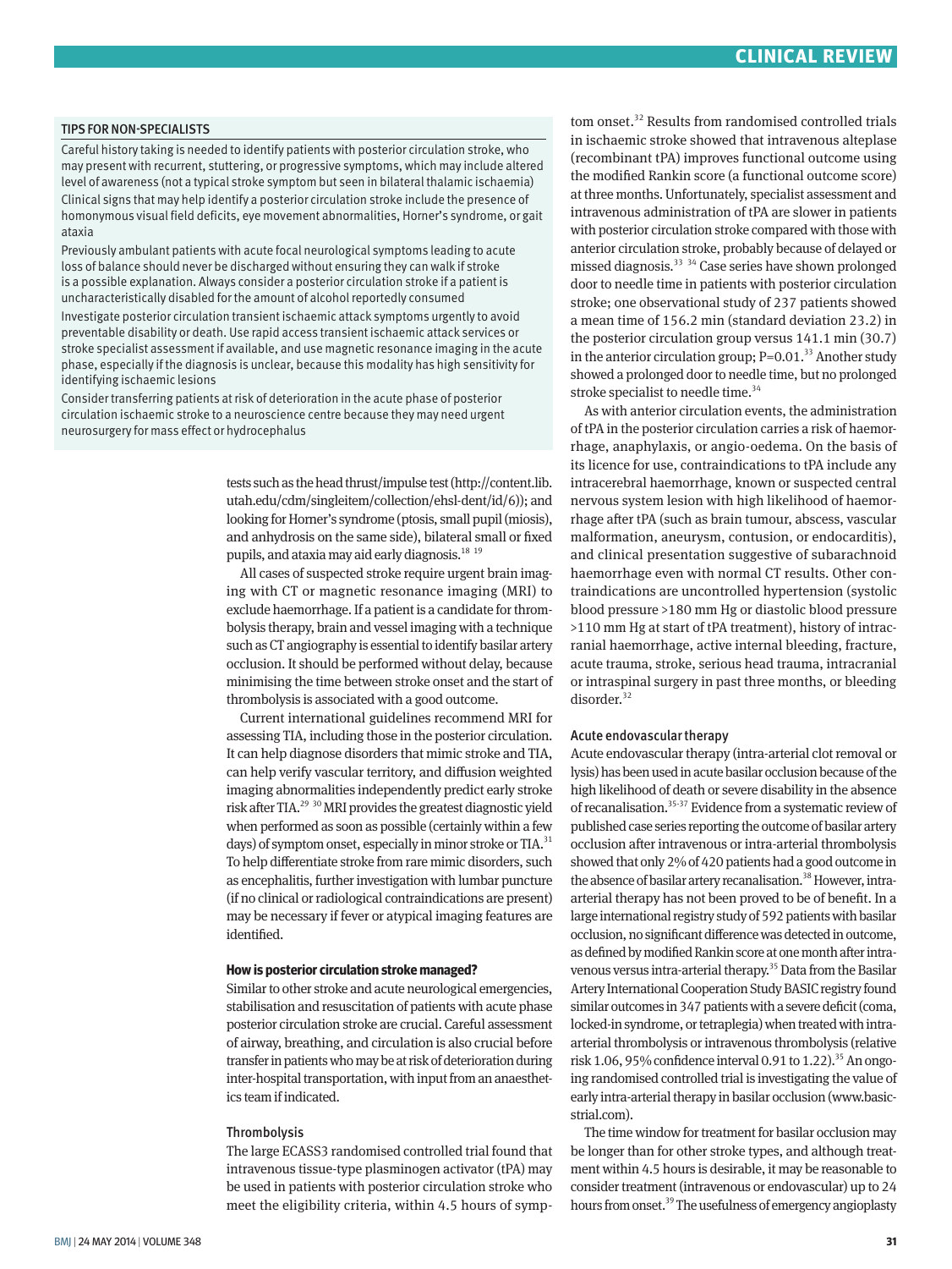### TIPS FOR NON-SPECIALISTS

Careful history taking is needed to identify patients with posterior circulation stroke, who may present with recurrent, stuttering, or progressive symptoms, which may include altered level of awareness (not a typical stroke symptom but seen in bilateral thalamic ischaemia)

Clinical signs that may help identify a posterior circulation stroke include the presence of homonymous visual field deficits, eye movement abnormalities, Horner's syndrome, or gait ataxia

Previously ambulant patients with acute focal neurological symptoms leading to acute loss of balance should never be discharged without ensuring they can walk if stroke is a possible explanation. Always consider a posterior circulation stroke if a patient is uncharacteristically disabled for the amount of alcohol reportedly consumed

Investigate posterior circulation transient ischaemic attack symptoms urgently to avoid preventable disability or death. Use rapid access transient ischaemic attack services or stroke specialist assessment if available, and use magnetic resonance imaging in the acute phase, especially if the diagnosis is unclear, because this modality has high sensitivity for identifying ischaemic lesions

Consider transferring patients at risk of deterioration in the acute phase of posterior circulation ischaemic stroke to a neuroscience centre because they may need urgent neurosurgery for mass effect or hydrocephalus

tests such as the head thrust/impulse test (http://content.lib.utah.edu/cdm/singleitem/collection/ehsl-dent/id/6)); and looking for Horner's syndrome (ptosis, small pupil (miosis), and anhydrosis on the same side), bilateral small or fixed pupils, and ataxia may aid early diagnosis.[18 19]

All cases of suspected stroke require urgent brain imaging with CT or magnetic resonance imaging (MRI) to exclude haemorrhage. If a patient is a candidate for thrombolysis therapy, brain and vessel imaging with a technique such as CT angiography is essential to identify basilar artery occlusion. It should be performed without delay, because minimising the time between stroke onset and the start of thrombolysis is associated with a good outcome.

Current international guidelines recommend MRI for assessing TIA, including those in the posterior circulation. It can help diagnose disorders that mimic stroke and TIA, can help verify vascular territory, and diffusion weighted imaging abnormalities independently predict early stroke risk after TIA.[29 30] MRI provides the greatest diagnostic yield when performed as soon as possible (certainly within a few days) of symptom onset, especially in minor stroke or TIA.[31] To help differentiate stroke from rare mimic disorders, such as encephalitis, further investigation with lumbar puncture (if no clinical or radiological contraindications are present) may be necessary if fever or atypical imaging features are identified.

## How is posterior circulation stroke managed?

Similar to other stroke and acute neurological emergencies, stabilisation and resuscitation of patients with acute phase posterior circulation stroke are crucial. Careful assessment of airway, breathing, and circulation is also crucial before transfer in patients who may be at risk of deterioration during inter-hospital transportation, with input from an anaesthetics team if indicated.

### Thrombolysis

The large ECASS3 randomised controlled trial found that intravenous tissue-type plasminogen activator (tPA) may be used in patients with posterior circulation stroke who meet the eligibility criteria, within 4.5 hours of symptom onset.[32] Results from randomised controlled trials in ischaemic stroke showed that intravenous alteplase (recombinant tPA) improves functional outcome using the modified Rankin score (a functional outcome score) at three months. Unfortunately, specialist assessment and intravenous administration of tPA are slower in patients with posterior circulation stroke compared with those with anterior circulation stroke, probably because of delayed or missed diagnosis.[33 34] Case series have shown prolonged door to needle time in patients with posterior circulation stroke; one observational study of 237 patients showed a mean time of 156.2 min (standard deviation 23.2) in the posterior circulation group versus 141.1 min (30.7) in the anterior circulation group; P=0.01.[33] Another study showed a prolonged door to needle time, but no prolonged stroke specialist to needle time.[34]

As with anterior circulation events, the administration of tPA in the posterior circulation carries a risk of haemorrhage, anaphylaxis, or angio-oedema. On the basis of its licence for use, contraindications to tPA include any intracerebral haemorrhage, known or suspected central nervous system lesion with high likelihood of haemorrhage after tPA (such as brain tumour, abscess, vascular malformation, aneurysm, contusion, or endocarditis), and clinical presentation suggestive of subarachnoid haemorrhage even with normal CT results. Other contraindications are uncontrolled hypertension (systolic blood pressure >180 mm Hg or diastolic blood pressure >110 mm Hg at start of tPA treatment), history of intracranial haemorrhage, active internal bleeding, fracture, acute trauma, stroke, serious head trauma, intracranial or intraspinal surgery in past three months, or bleeding disorder.[32]

### Acute endovascular therapy

Acute endovascular therapy (intra-arterial clot removal or lysis) has been used in acute basilar occlusion because of the high likelihood of death or severe disability in the absence of recanalisation.[35-37] Evidence from a systematic review of published case series reporting the outcome of basilar artery occlusion after intravenous or intra-arterial thrombolysis showed that only 2% of 420 patients had a good outcome in the absence of basilar artery recanalisation.[38] However, intra-arterial therapy has not been proved to be of benefit. In a large international registry study of 592 patients with basilar occlusion, no significant difference was detected in outcome, as defined by modified Rankin score at one month after intravenous versus intra-arterial therapy.[35] Data from the Basilar Artery International Cooperation Study BASIC registry found similar outcomes in 347 patients with a severe deficit (coma, locked-in syndrome, or tetraplegia) when treated with intra-arterial thrombolysis or intravenous thrombolysis (relative risk 1.06, 95% confidence interval 0.91 to 1.22).[35] An ongoing randomised controlled trial is investigating the value of early intra-arterial therapy in basilar occlusion (www.basicstrial.com).

The time window for treatment for basilar occlusion may be longer than for other stroke types, and although treatment within 4.5 hours is desirable, it may be reasonable to consider treatment (intravenous or endovascular) up to 24 hours from onset.[39] The usefulness of emergency angioplasty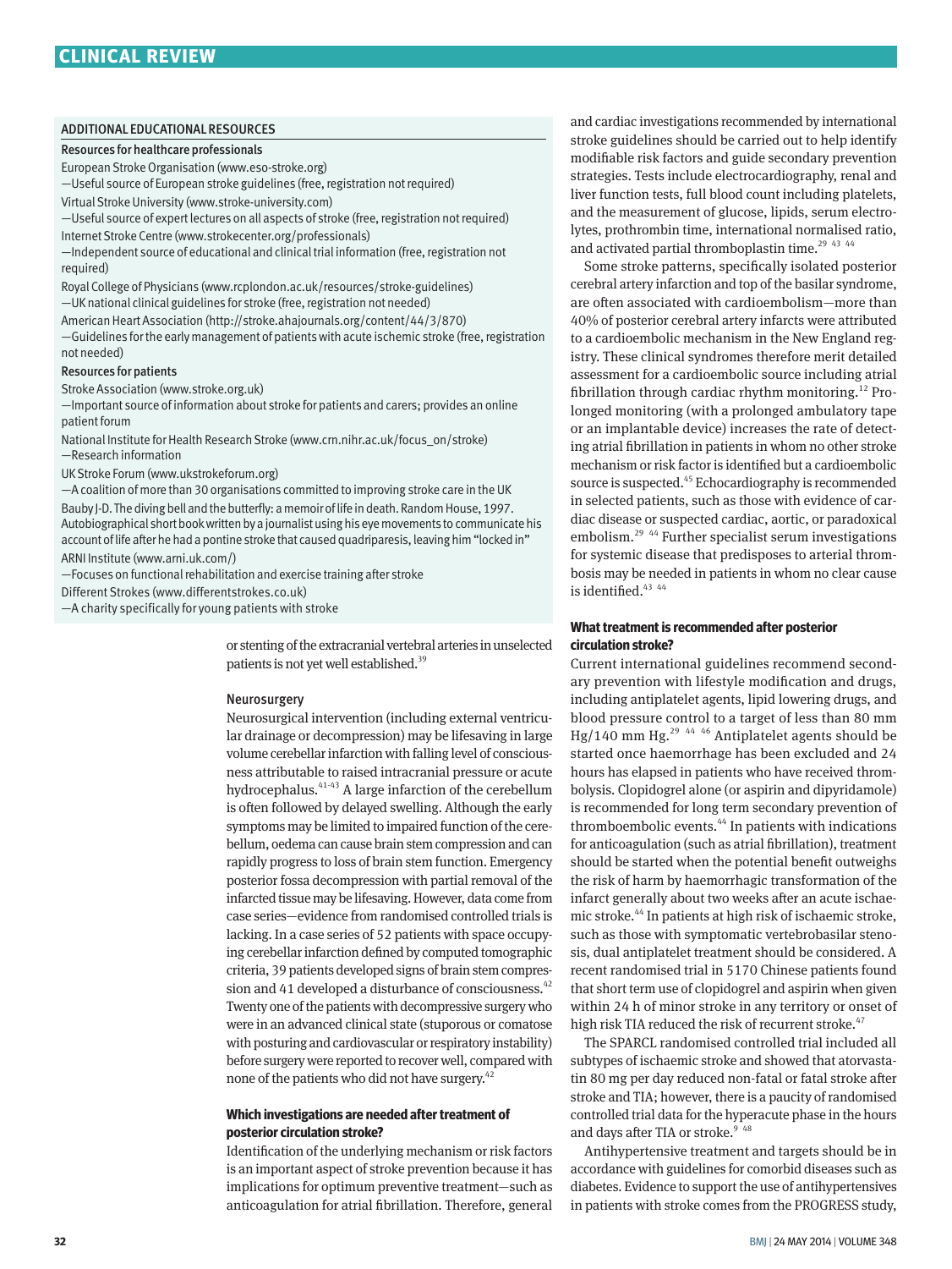## ADDITIONAL EDUCATIONAL RESOURCES

**Resources for healthcare professionals**

European Stroke Organisation (www.eso-stroke.org)
—Useful source of European stroke guidelines (free, registration not required)

Virtual Stroke University (www.stroke-university.com)
—Useful source of expert lectures on all aspects of stroke (free, registration not required)

Internet Stroke Centre (www.strokecenter.org/professionals)
—Independent source of educational and clinical trial information (free, registration not required)

Royal College of Physicians (www.rcplondon.ac.uk/resources/stroke-guidelines)
—UK national clinical guidelines for stroke (free, registration not needed)

American Heart Association (http://stroke.ahajournals.org/content/44/3/870)
—Guidelines for the early management of patients with acute ischemic stroke (free, registration not needed)

**Resources for patients**

Stroke Association (www.stroke.org.uk)
—Important source of information about stroke for patients and carers; provides an online patient forum

National Institute for Health Research Stroke (www.crn.nihr.ac.uk/focus_on/stroke)
—Research information

UK Stroke Forum (www.ukstrokeforum.org)
—A coalition of more than 30 organisations committed to improving stroke care in the UK

Bauby J-D. The diving bell and the butterfly: a memoir of life in death. Random House, 1997.
Autobiographical short book written by a journalist using his eye movements to communicate his account of life after he had a pontine stroke that caused quadriparesis, leaving him "locked in"

ARNI Institute (www.arni.uk.com/)
—Focuses on functional rehabilitation and exercise training after stroke

Different Strokes (www.differentstrokes.co.uk)
—A charity specifically for young patients with stroke

or stenting of the extracranial vertebral arteries in unselected patients is not yet well established.[39]

### Neurosurgery

Neurosurgical intervention (including external ventricular drainage or decompression) may be lifesaving in large volume cerebellar infarction with falling level of consciousness attributable to raised intracranial pressure or acute hydrocephalus.[41-43] A large infarction of the cerebellum is often followed by delayed swelling. Although the early symptoms may be limited to impaired function of the cerebellum, oedema can cause brain stem compression and can rapidly progress to loss of brain stem function. Emergency posterior fossa decompression with partial removal of the infarcted tissue may be lifesaving. However, data come from case series—evidence from randomised controlled trials is lacking. In a case series of 52 patients with space occupying cerebellar infarction defined by computed tomographic criteria, 39 patients developed signs of brain stem compression and 41 developed a disturbance of consciousness.[42] Twenty one of the patients with decompressive surgery who were in an advanced clinical state (stuporous or comatose with posturing and cardiovascular or respiratory instability) before surgery were reported to recover well, compared with none of the patients who did not have surgery.[42]

### Which investigations are needed after treatment of posterior circulation stroke?

Identification of the underlying mechanism or risk factors is an important aspect of stroke prevention because it has implications for optimum preventive treatment—such as anticoagulation for atrial fibrillation. Therefore, general and cardiac investigations recommended by international stroke guidelines should be carried out to help identify modifiable risk factors and guide secondary prevention strategies. Tests include electrocardiography, renal and liver function tests, full blood count including platelets, and the measurement of glucose, lipids, serum electrolytes, prothrombin time, international normalised ratio, and activated partial thromboplastin time.[29 43 44]

Some stroke patterns, specifically isolated posterior cerebral artery infarction and top of the basilar syndrome, are often associated with cardioembolism—more than 40% of posterior cerebral artery infarcts were attributed to a cardioembolic mechanism in the New England registry. These clinical syndromes therefore merit detailed assessment for a cardioembolic source including atrial fibrillation through cardiac rhythm monitoring.[12] Prolonged monitoring (with a prolonged ambulatory tape or an implantable device) increases the rate of detecting atrial fibrillation in patients in whom no other stroke mechanism or risk factor is identified but a cardioembolic source is suspected.[45] Echocardiography is recommended in selected patients, such as those with evidence of cardiac disease or suspected cardiac, aortic, or paradoxical embolism.[29 44] Further specialist serum investigations for systemic disease that predisposes to arterial thrombosis may be needed in patients in whom no clear cause is identified.[43 44]

### What treatment is recommended after posterior circulation stroke?

Current international guidelines recommend secondary prevention with lifestyle modification and drugs, including antiplatelet agents, lipid lowering drugs, and blood pressure control to a target of less than 80 mm Hg/140 mm Hg.[29 44 46] Antiplatelet agents should be started once haemorrhage has been excluded and 24 hours has elapsed in patients who have received thrombolysis. Clopidogrel alone (or aspirin and dipyridamole) is recommended for long term secondary prevention of thromboembolic events.[44] In patients with indications for anticoagulation (such as atrial fibrillation), treatment should be started when the potential benefit outweighs the risk of harm by haemorrhagic transformation of the infarct generally about two weeks after an acute ischaemic stroke.[44] In patients at high risk of ischaemic stroke, such as those with symptomatic vertebrobasilar stenosis, dual antiplatelet treatment should be considered. A recent randomised trial in 5170 Chinese patients found that short term use of clopidogrel and aspirin when given within 24 h of minor stroke in any territory or onset of high risk TIA reduced the risk of recurrent stroke.[47]

The SPARCL randomised controlled trial included all subtypes of ischaemic stroke and showed that atorvastatin 80 mg per day reduced non-fatal or fatal stroke after stroke and TIA; however, there is a paucity of randomised controlled trial data for the hyperacute phase in the hours and days after TIA or stroke.[9 48]

Antihypertensive treatment and targets should be in accordance with guidelines for comorbid diseases such as diabetes. Evidence to support the use of antihypertensives in patients with stroke comes from the PROGRESS study,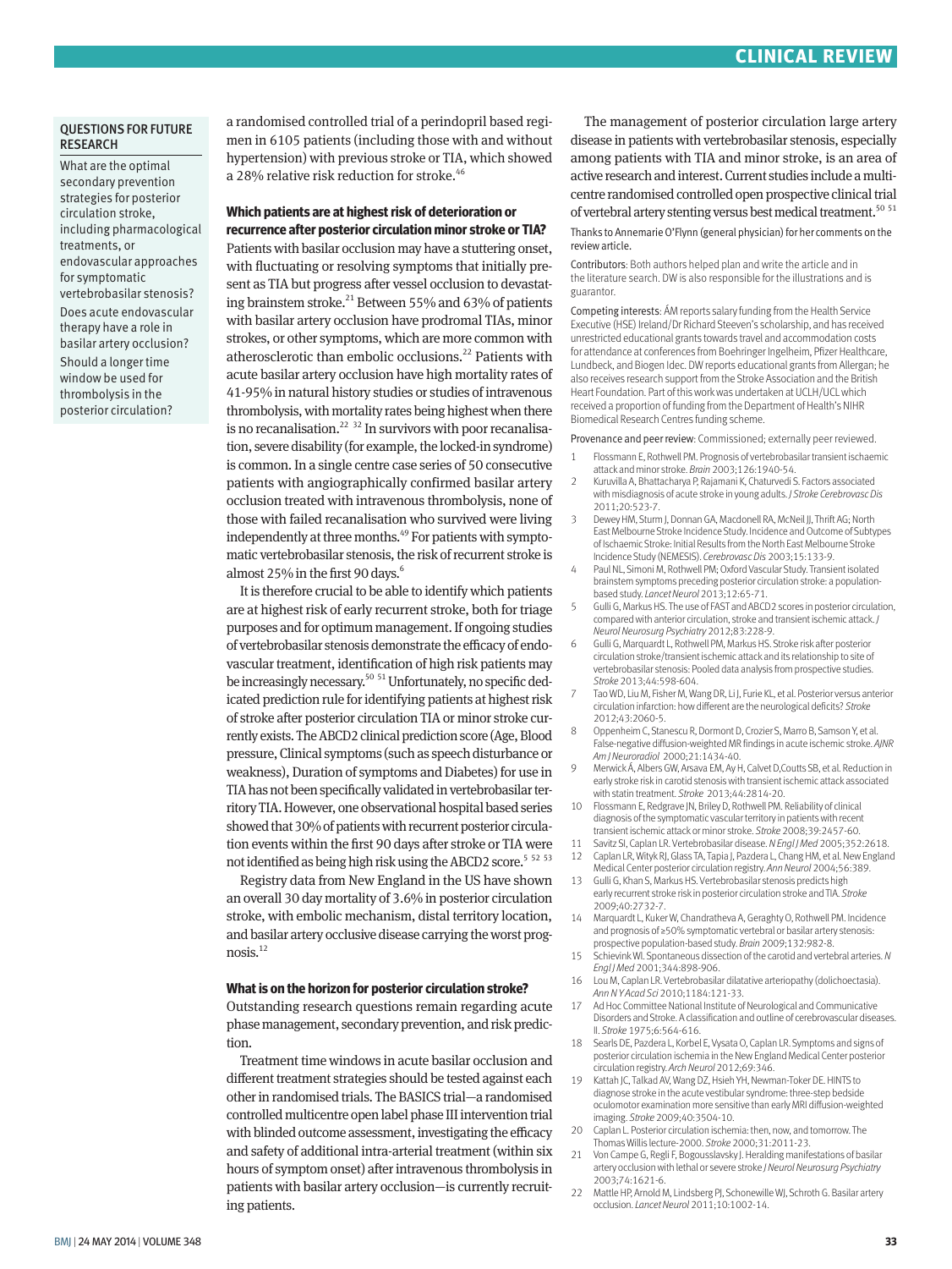## QUESTIONS FOR FUTURE RESEARCH

What are the optimal secondary prevention strategies for posterior circulation stroke, including pharmacological treatments, or endovascular approaches for symptomatic vertebrobasilar stenosis?

Does acute endovascular therapy have a role in basilar artery occlusion?

Should a longer time window be used for thrombolysis in the posterior circulation?

a randomised controlled trial of a perindopril based regimen in 6105 patients (including those with and without hypertension) with previous stroke or TIA, which showed a 28% relative risk reduction for stroke.[46]

### Which patients are at highest risk of deterioration or recurrence after posterior circulation minor stroke or TIA?

Patients with basilar occlusion may have a stuttering onset, with fluctuating or resolving symptoms that initially present as TIA but progress after vessel occlusion to devastating brainstem stroke.[21] Between 55% and 63% of patients with basilar artery occlusion have prodromal TIAs, minor strokes, or other symptoms, which are more common with atherosclerotic than embolic occlusions.[22] Patients with acute basilar artery occlusion have high mortality rates of 41-95% in natural history studies or studies of intravenous thrombolysis, with mortality rates being highest when there is no recanalisation.[22 32] In survivors with poor recanalisation, severe disability (for example, the locked-in syndrome) is common. In a single centre case series of 50 consecutive patients with angiographically confirmed basilar artery occlusion treated with intravenous thrombolysis, none of those with failed recanalisation who survived were living independently at three months.[49] For patients with symptomatic vertebrobasilar stenosis, the risk of recurrent stroke is almost 25% in the first 90 days.[6]

It is therefore crucial to be able to identify which patients are at highest risk of early recurrent stroke, both for triage purposes and for optimum management. If ongoing studies of vertebrobasilar stenosis demonstrate the efficacy of endovascular treatment, identification of high risk patients may be increasingly necessary.[50 51] Unfortunately, no specific dedicated prediction rule for identifying patients at highest risk of stroke after posterior circulation TIA or minor stroke currently exists. The ABCD2 clinical prediction score (Age, Blood pressure, Clinical symptoms (such as speech disturbance or weakness), Duration of symptoms and Diabetes) for use in TIA has not been specifically validated in vertebrobasilar territory TIA. However, one observational hospital based series showed that 30% of patients with recurrent posterior circulation events within the first 90 days after stroke or TIA were not identified as being high risk using the ABCD2 score.[5 52 53]

Registry data from New England in the US have shown an overall 30 day mortality of 3.6% in posterior circulation stroke, with embolic mechanism, distal territory location, and basilar artery occlusive disease carrying the worst prognosis.[12]

### What is on the horizon for posterior circulation stroke?

Outstanding research questions remain regarding acute phase management, secondary prevention, and risk prediction.

Treatment time windows in acute basilar occlusion and different treatment strategies should be tested against each other in randomised trials. The BASICS trial—a randomised controlled multicentre open label phase III intervention trial with blinded outcome assessment, investigating the efficacy and safety of additional intra-arterial treatment (within six hours of symptom onset) after intravenous thrombolysis in patients with basilar artery occlusion—is currently recruiting patients.

The management of posterior circulation large artery disease in patients with vertebrobasilar stenosis, especially among patients with TIA and minor stroke, is an area of active research and interest. Current studies include a multicentre randomised controlled open prospective clinical trial of vertebral artery stenting versus best medical treatment.[50 51]

Thanks to Annemarie O'Flynn (general physician) for her comments on the review article.

Contributors: Both authors helped plan and write the article and in the literature search. DW is also responsible for the illustrations and is guarantor.

Competing interests: ÁM reports salary funding from the Health Service Executive (HSE) Ireland/Dr Richard Steeven's scholarship, and has received unrestricted educational grants towards travel and accommodation costs for attendance at conferences from Boehringer Ingelheim, Pfizer Healthcare, Lundbeck, and Biogen Idec. DW reports educational grants from Allergan; he also receives research support from the Stroke Association and the British Heart Foundation. Part of this work was undertaken at UCLH/UCL which received a proportion of funding from the Department of Health's NIHR Biomedical Research Centres funding scheme.

Provenance and peer review: Commissioned; externally peer reviewed.

1. Flossmann E, Rothwell PM. Prognosis of vertebrobasilar transient ischaemic attack and minor stroke. *Brain* 2003;126:1940-54.
2. Kuruvilla A, Bhattacharya P, Rajamani K, Chaturvedi S. Factors associated with misdiagnosis of acute stroke in young adults. *J Stroke Cerebrovasc Dis* 2011;20:523-7.
3. Dewey HM, Sturm J, Donnan GA, Macdonell RA, McNeil JJ, Thrift AG; North East Melbourne Stroke Incidence Study. Incidence and Outcome of Subtypes of Ischaemic Stroke: Initial Results from the North East Melbourne Stroke Incidence Study (NEMESIS). *Cerebrovasc Dis* 2003;15:133-9.
4. Paul NL, Simoni M, Rothwell PM; Oxford Vascular Study. Transient isolated brainstem symptoms preceding posterior circulation stroke: a population-based study. *Lancet Neurol* 2013;12:65-71.
5. Gulli G, Markus HS. The use of FAST and ABCD2 scores in posterior circulation, compared with anterior circulation, stroke and transient ischemic attack. *J Neurol Neurosurg Psychiatry* 2012;83:228-9.
6. Gulli G, Marquardt L, Rothwell PM, Markus HS. Stroke risk after posterior circulation stroke/transient ischemic attack and its relationship to site of vertebrobasilar stenosis: Pooled data analysis from prospective studies. *Stroke* 2013;44:598-604.
7. Tao WD, Liu M, Fisher M, Wang DR, Li J, Furie KL, et al. Posterior versus anterior circulation infarction: how different are the neurological deficits? *Stroke* 2012;43:2060-5.
8. Oppenheim C, Stanescu R, Dormont D, Crozier S, Marro B, Samson Y, et al. False-negative diffusion-weighted MR findings in acute ischemic stroke. *AJNR Am J Neuroradiol* 2000;21:1434-40.
9. Merwick Á, Albers GW, Arsava EM, Ay H, Calvet D,Coutts SB, et al. Reduction in early stroke risk in carotid stenosis with transient ischemic attack associated with statin treatment. *Stroke* 2013;44:2814-20.
10. Flossmann E, Redgrave JN, Briley D, Rothwell PM. Reliability of clinical diagnosis of the symptomatic vascular territory in patients with recent transient ischemic attack or minor stroke. *Stroke* 2008;39:2457-60.
11. Savitz SI, Caplan LR. Vertebrobasilar disease. *N Engl J Med* 2005;352:2618.
12. Caplan LR, Wityk RJ, Glass TA, Tapia J, Pazdera L, Chang HM, et al. New England Medical Center posterior circulation registry. *Ann Neurol* 2004;56:389.
13. Gulli G, Khan S, Markus HS. Vertebrobasilar stenosis predicts high early recurrent stroke risk in posterior circulation stroke and TIA. *Stroke* 2009;40:2732-7.
14. Marquardt L, Kuker W, Chandratheva A, Geraghty O, Rothwell PM. Incidence and prognosis of ≥50% symptomatic vertebral or basilar artery stenosis: prospective population-based study. *Brain* 2009;132:982-8.
15. Schievink WI. Spontaneous dissection of the carotid and vertebral arteries. *N Engl J Med* 2001;344:898-906.
16. Lou M, Caplan LR. Vertebrobasilar dilatative arteriopathy (dolichoectasia). *Ann N Y Acad Sci* 2010;1184:121-33.
17. Ad Hoc Committee National Institute of Neurological and Communicative Disorders and Stroke. A classification and outline of cerebrovascular diseases. II. *Stroke* 1975;6:564-616.
18. Searls DE, Pazdera L, Korbel E, Vysata O, Caplan LR. Symptoms and signs of posterior circulation ischemia in the New England Medical Center posterior circulation registry. *Arch Neurol* 2012;69:346.
19. Kattah JC, Talkad AV, Wang DZ, Hsieh YH, Newman-Toker DE. HINTS to diagnose stroke in the acute vestibular syndrome: three-step bedside oculomotor examination more sensitive than early MRI diffusion-weighted imaging. *Stroke* 2009;40:3504-10.
20. Caplan L. Posterior circulation ischemia: then, now, and tomorrow. The Thomas Willis lecture-2000. *Stroke* 2000;31:2011-23.
21. Von Campe G, Regli F, Bogousslavsky J. Heralding manifestations of basilar artery occlusion with lethal or severe stroke *J Neurol Neurosurg Psychiatry* 2003;74:1621-6.
22. Mattle HP, Arnold M, Lindsberg PJ, Schonewille WJ, Schroth G. Basilar artery occlusion. *Lancet Neurol* 2011;10:1002-14.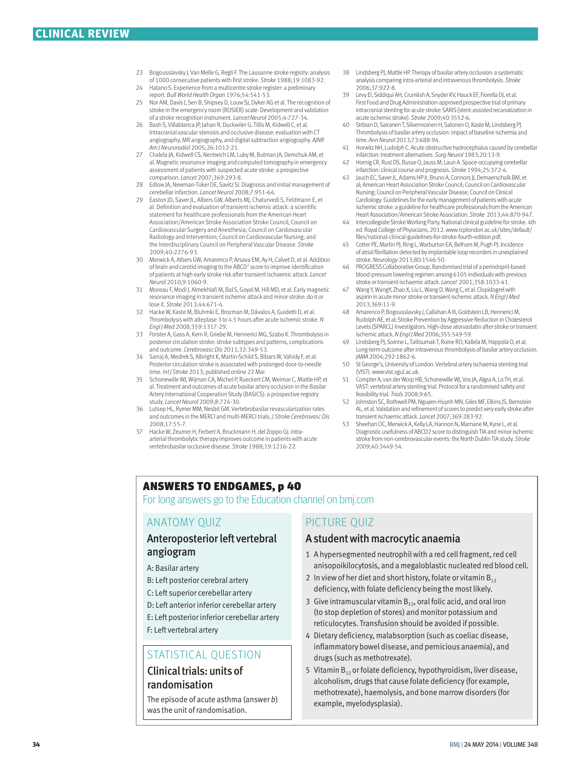23 Bogousslavsky J, Van Melle G, Regli F. The Lausanne stroke registry: analysis of 1000 consecutive patients with first stroke. *Stroke* 1988;19:1083-92.
24 Hatano S. Experience from a multicentre stroke register: a preliminary report. *Bull World Health Organ* 1976;54:541-53.
25 Nor AM, Davis J, Sen B, Shipsey D, Louw SJ, Dyker AG et al. The recognition of stroke in the emergency room (ROSIER) scale: Development and validation of a stroke recognition instrument. *Lancet Neurol* 2005;4:727-34.
26 Bash S, Villablanca JP, Jahan R, Duckwiler G, Tillis M, Kidwell C, et al. Intracranial vascular stenosis and occlusive disease: evaluation with CT angiography, MR angiography, and digital subtraction angiography. *AJNR Am J Neuroradiol* 2005;26:1012-21.
27 Chalela JA, Kidwell CS, Nentwich LM, Luby M, Butman JA, Demchuk AM, et al. Magnetic resonance imaging and computed tomography in emergency assessment of patients with suspected acute stroke: a prospective comparison. *Lancet* 2007;369:293-8.
28 Edlow JA, Newman-Toker DE, Savitz SI. Diagnosis and initial management of cerebellar infarction. *Lancet Neurol* 2008;7:951-64.
29 Easton JD, Saver JL, Albers GW, Alberts MJ, Chaturvedi S, Feldmann E, et al. Definition and evaluation of transient ischemic attack: a scientific statement for healthcare professionals from the American Heart Association/American Stroke Association Stroke Council; Council on Cardiovascular Surgery and Anesthesia; Council on Cardiovascular Radiology and Intervention; Council on Cardiovascular Nursing; and the Interdisciplinary Council on Peripheral Vascular Disease. *Stroke* 2009;40:2276-93.
30 Merwick A, Albers GW, Amarenco P, Arsava EM, Ay H, Calvet D, et al. Addition of brain and carotid imaging to the ABCD[2] score to improve identification of patients at high early stroke risk after transient ischaemic attack. *Lancet Neurol* 2010;9:1060-9.
31 Moreau F, Modi J, Almekhlafi M, Bal S, Goyal M, Hill MD, et al. Early magnetic resonance imaging in transient ischemic attack and minor stroke: do it or lose it. *Stroke* 2013;44:671-4.
32 Hacke W, Kaste M, Bluhmki E, Brozman M, Dávalos A, Guidetti D, et al. Thrombolysis with alteplase 3 to 4.5 hours after acute ischemic stroke. *N Engl J Med* 2008;359:1317-29.
33 Förster A, Gass A, Kern R, Griebe M, Hennerici MG, Szabo K. Thrombolysis in posterior circulation stroke: stroke subtypes and patterns, complications and outcome. *Cerebrovasc Dis* 2011;32:349-53.
34 Sarraj A, Medrek S, Albright K, Martin-Schild S, Bibars W, Vahidy F, et al. Posterior circulation stroke is associated with prolonged door-to-needle time. *Int J Stroke* 2013; published online 22 Mar.
35 Schonewille WJ, Wijman CA, Michel P, Rueckert CM, Weimar C, Mattle HP, et al. Treatment and outcomes of acute basilar artery occlusion in the Basilar Artery International Cooperation Study (BASICS): a prospective registry study. *Lancet Neurol* 2009;8:724-30.
36 Lutsep HL, Rymer MM, Nesbit GM. Vertebrobasilar revascularization rates and outcomes in the MERCI and multi-MERCI trials. *J Stroke Cerebrovasc Dis* 2008;17:55-7.
37 Hacke W, Zeumer H, Ferbert A, Bruckmann H, del Zoppo GJ. Intra-arterial thrombolytic therapy improves outcome in patients with acute vertebrobasilar occlusive disease. *Stroke* 1988;19:1216-22.
38 Lindsberg PJ, Mattle HP. Therapy of basilar artery occlusion: a systematic analysis comparing intra-arterial and intravenous thrombolysis. *Stroke* 2006;37:922-8.
39 Levy EI, Siddiqui AH, Crumlish A, Snyder KV, Hauck EF, Fiorella DJ, et al. First Food and Drug Administration-approved prospective trial of primary intracranial stenting for acute stroke: SARIS (stent-assisted recanalization in acute ischemic stroke). *Stroke* 2009;40:3552-6.
40 Strbian D, Sairanen T, Silvennoinen H, Salonen O, Kaste M, Lindsberg PJ. Thrombolysis of basilar artery occlusion: impact of baseline ischemia and time. *Ann Neurol* 2013;73:688-94.
41 Horwitz NH, Ludolph C. Acute obstructive hydrocephalus caused by cerebellar infarction: treatment alternatives. *Surg Neurol* 1983;20:13-9.
42 Hornig CR, Rust DS, Busse O, Jauss M, Laun A. Space-occupying cerebellar infarction: clinical course and prognosis. *Stroke* 1994;25:372-4.
43 Jauch EC, Saver JL, Adams HP Jr, Bruno A, Connors JJ, Demaerschalk BM, et al; American Heart Association Stroke Council; Council on Cardiovascular Nursing; Council on Peripheral Vascular Disease; Council on Clinical Cardiology. Guidelines for the early management of patients with acute ischemic stroke: a guideline for healthcare professionals from the American Heart Association/American Stroke Association. *Stroke* 2013;44:870-947.
44 Intercollegiate Stroke Working Party. National clinical guideline for stroke. 4th ed. Royal College of Physicians, 2012. www.rcplondon.ac.uk/sites/default/files/national-clinical-guidelines-for-stroke-fourth-edition.pdf.
45 Cotter PE, Martin PJ, Ring L, Warburton EA, Belham M, Pugh PJ. Incidence of atrial fibrillation detected by implantable loop recorders in unexplained stroke. *Neurology* 2013;80:1546-50.
46 PROGRESS Collaborative Group. Randomised trial of a perindopril-based blood-pressure lowering regimen among 6105 individuals with previous stroke or transient ischaemic attack. *Lancet* 2001;358:1033-41.
47 Wang Y, Wang Y, Zhao X, Liu L, Wang D, Wang C, et al. Clopidogrel with aspirin in acute minor stroke or transient ischemic attack. *N Engl J Med* 2013;369:11-9.
48 Amarenco P, Bogousslavsky J, Callahan A III, Goldstein LB, Hennerici M, Rudolph AE, et al; Stroke Prevention by Aggressive Reduction in Cholesterol Levels (SPARCL) Investigators. High-dose atorvastatin after stroke or transient ischemic attack. *N Engl J Med* 2006;355:549-59.
49 Lindsberg PJ, Soinne L, Tatlisumak T, Roine RO, Kallela M, Häppölä O, et al. Long-term outcome after intravenous thrombolysis of basilar artery occlusion. *JAMA* 2004;292:1862-6.
50 St George's, University of London. Vertebral artery ischaemia stenting trial (VIST). www.vist.sgul.ac.uk.
51 Compter A, van der Worp HB, Schonewille WJ, Vos JA, Algra A, Lo TH, et al. VAST: vertebral artery stenting trial. Protocol for a randomised safety and feasibility trial. *Trials* 2008;9:65.
52 Johnston SC, Rothwell PM, Nguyen-Huynh MN, Giles MF, Elkins JS, Bernstein AL, et al. Validation and refinement of scores to predict very early stroke after transient ischaemic attack. *Lancet* 2007;369:283-92.
53 Sheehan OC, Merwick A, Kelly LA, Hannon N, Marnane M, Kyne L, et al. Diagnostic usefulness of ABCD2 score to distinguish TIA and minor ischemic stroke from non-cerebrovascular events: the North Dublin TIA study. *Stroke* 2009;40:3449-54.

## ANSWERS TO ENDGAMES, p 40

For long answers go to the Education channel on bmj.com

### ANATOMY QUIZ

#### Anteroposterior left vertebral angiogram

A: Basilar artery

B: Left posterior cerebral artery

C: Left superior cerebellar artery

D: Left anterior inferior cerebellar artery

E: Left posterior inferior cerebellar artery

F: Left vertebral artery

### STATISTICAL QUESTION

#### Clinical trials: units of randomisation

The episode of acute asthma (answer *b*) was the unit of randomisation.

### PICTURE QUIZ

#### A student with macrocytic anaemia

1. A hypersegmented neutrophil with a red cell fragment, red cell anisopoikilocytosis, and a megaloblastic nucleated red blood cell.
2. In view of her diet and short history, folate or vitamin $B_{12}$ deficiency, with folate deficiency being the most likely.
3. Give intramuscular vitamin $B_{12}$, oral folic acid, and oral iron (to stop depletion of stores) and monitor potassium and reticulocytes. Transfusion should be avoided if possible.
4. Dietary deficiency, malabsorption (such as coeliac disease, inflammatory bowel disease, and pernicious anaemia), and drugs (such as methotrexate).
5. Vitamin $B_{12}$ or folate deficiency, hypothyroidism, liver disease, alcoholism, drugs that cause folate deficiency (for example, methotrexate), haemolysis, and bone marrow disorders (for example, myelodysplasia).